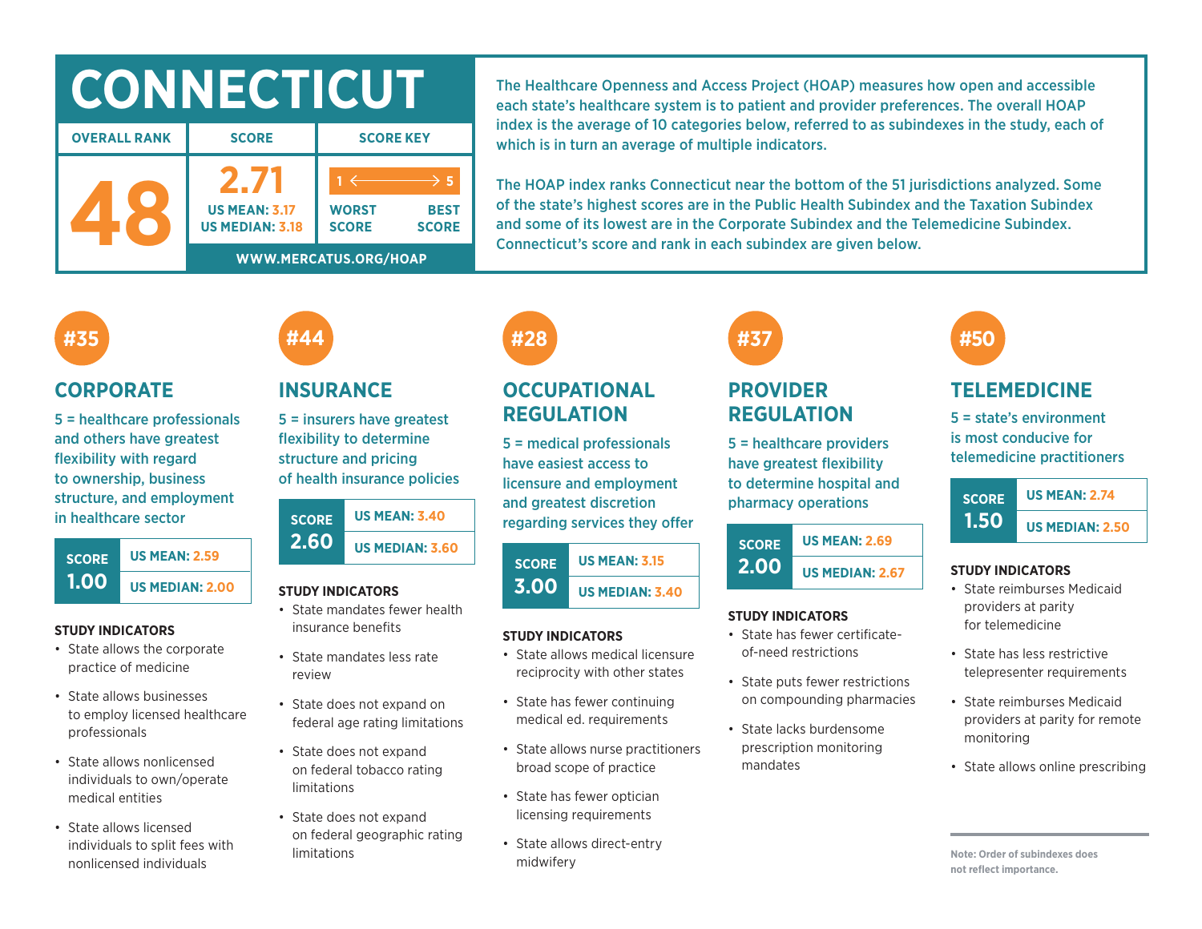# CONNECTICUT

| OVERALL RANK | SCORE | SCORE KEY |
|---|---|---|
| 48 | 2.71<br>US MEAN: 3.17<br>US MEDIAN: 3.18 | 1 ⟵⟶ 5<br>WORST SCORE — BEST SCORE |

WWW.MERCATUS.ORG/HOAP

The Healthcare Openness and Access Project (HOAP) measures how open and accessible each state's healthcare system is to patient and provider preferences. The overall HOAP index is the average of 10 categories below, referred to as subindexes in the study, each of which is in turn an average of multiple indicators.

The HOAP index ranks Connecticut near the bottom of the 51 jurisdictions analyzed. Some of the state's highest scores are in the Public Health Subindex and the Taxation Subindex and some of its lowest are in the Corporate Subindex and the Telemedicine Subindex. Connecticut's score and rank in each subindex are given below.

## #35 CORPORATE

5 = healthcare professionals and others have greatest flexibility with regard to ownership, business structure, and employment in healthcare sector

| SCORE | |
|---|---|
| 1.00 | US MEAN: 2.59 |
| | US MEDIAN: 2.00 |

**STUDY INDICATORS**

- State allows the corporate practice of medicine
- State allows businesses to employ licensed healthcare professionals
- State allows nonlicensed individuals to own/operate medical entities
- State allows licensed individuals to split fees with nonlicensed individuals

## #44 INSURANCE

5 = insurers have greatest flexibility to determine structure and pricing of health insurance policies

| SCORE | |
|---|---|
| 2.60 | US MEAN: 3.40 |
| | US MEDIAN: 3.60 |

**STUDY INDICATORS**

- State mandates fewer health insurance benefits
- State mandates less rate review
- State does not expand on federal age rating limitations
- State does not expand on federal tobacco rating limitations
- State does not expand on federal geographic rating limitations

## #28 OCCUPATIONAL REGULATION

5 = medical professionals have easiest access to licensure and employment and greatest discretion regarding services they offer

| SCORE | |
|---|---|
| 3.00 | US MEAN: 3.15 |
| | US MEDIAN: 3.40 |

**STUDY INDICATORS**

- State allows medical licensure reciprocity with other states
- State has fewer continuing medical ed. requirements
- State allows nurse practitioners broad scope of practice
- State has fewer optician licensing requirements
- State allows direct-entry midwifery

## #37 PROVIDER REGULATION

5 = healthcare providers have greatest flexibility to determine hospital and pharmacy operations

| SCORE | |
|---|---|
| 2.00 | US MEAN: 2.69 |
| | US MEDIAN: 2.67 |

**STUDY INDICATORS**

- State has fewer certificate-of-need restrictions
- State puts fewer restrictions on compounding pharmacies
- State lacks burdensome prescription monitoring mandates

## #50 TELEMEDICINE

5 = state's environment is most conducive for telemedicine practitioners

| SCORE | |
|---|---|
| 1.50 | US MEAN: 2.74 |
| | US MEDIAN: 2.50 |

**STUDY INDICATORS**

- State reimburses Medicaid providers at parity for telemedicine
- State has less restrictive telepresenter requirements
- State reimburses Medicaid providers at parity for remote monitoring
- State allows online prescribing

**Note: Order of subindexes does not reflect importance.**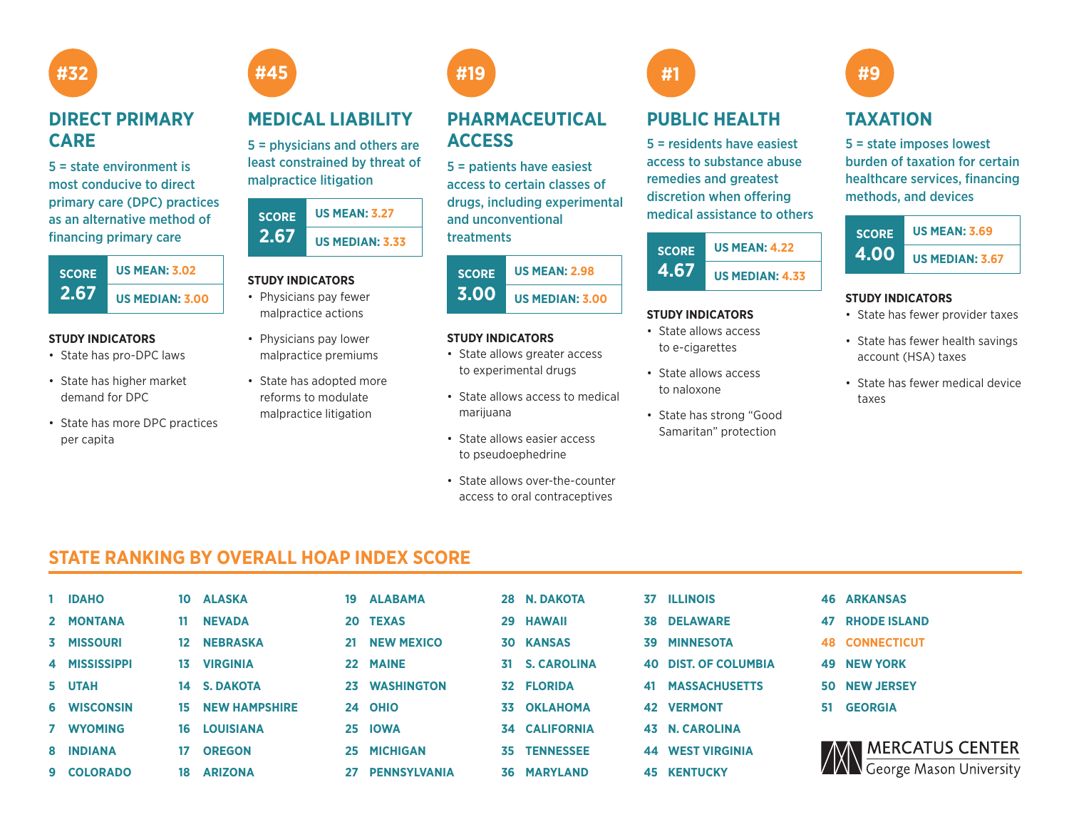## #32

## DIRECT PRIMARY CARE

5 = state environment is most conducive to direct primary care (DPC) practices as an alternative method of financing primary care

| SCORE | US MEAN: 3.02 |
|---|---|
| 2.67 | US MEDIAN: 3.00 |

**STUDY INDICATORS**

- State has pro-DPC laws
- State has higher market demand for DPC
- State has more DPC practices per capita

## #45

## MEDICAL LIABILITY

5 = physicians and others are least constrained by threat of malpractice litigation

| SCORE | US MEAN: 3.27 |
|---|---|
| 2.67 | US MEDIAN: 3.33 |

**STUDY INDICATORS**

- Physicians pay fewer malpractice actions
- Physicians pay lower malpractice premiums
- State has adopted more reforms to modulate malpractice litigation

## #19

## PHARMACEUTICAL ACCESS

5 = patients have easiest access to certain classes of drugs, including experimental and unconventional treatments

| SCORE | US MEAN: 2.98 |
|---|---|
| 3.00 | US MEDIAN: 3.00 |

**STUDY INDICATORS**

- State allows greater access to experimental drugs
- State allows access to medical marijuana
- State allows easier access to pseudoephedrine
- State allows over-the-counter access to oral contraceptives

## #1

## PUBLIC HEALTH

5 = residents have easiest access to substance abuse remedies and greatest discretion when offering medical assistance to others

| SCORE | US MEAN: 4.22 |
|---|---|
| 4.67 | US MEDIAN: 4.33 |

**STUDY INDICATORS**

- State allows access to e-cigarettes
- State allows access to naloxone
- State has strong "Good Samaritan" protection

## #9

## TAXATION

5 = state imposes lowest burden of taxation for certain healthcare services, financing methods, and devices

| SCORE | US MEAN: 3.69 |
|---|---|
| 4.00 | US MEDIAN: 3.67 |

**STUDY INDICATORS**

- State has fewer provider taxes
- State has fewer health savings account (HSA) taxes
- State has fewer medical device taxes

## STATE RANKING BY OVERALL HOAP INDEX SCORE

1 IDAHO
2 MONTANA
3 MISSOURI
4 MISSISSIPPI
5 UTAH
6 WISCONSIN
7 WYOMING
8 INDIANA
9 COLORADO
10 ALASKA
11 NEVADA
12 NEBRASKA
13 VIRGINIA
14 S. DAKOTA
15 NEW HAMPSHIRE
16 LOUISIANA
17 OREGON
18 ARIZONA
19 ALABAMA
20 TEXAS
21 NEW MEXICO
22 MAINE
23 WASHINGTON
24 OHIO
25 IOWA
25 MICHIGAN
27 PENNSYLVANIA
28 N. DAKOTA
29 HAWAII
30 KANSAS
31 S. CAROLINA
32 FLORIDA
33 OKLAHOMA
34 CALIFORNIA
35 TENNESSEE
36 MARYLAND
37 ILLINOIS
38 DELAWARE
39 MINNESOTA
40 DIST. OF COLUMBIA
41 MASSACHUSETTS
42 VERMONT
43 N. CAROLINA
44 WEST VIRGINIA
45 KENTUCKY
46 ARKANSAS
47 RHODE ISLAND
48 CONNECTICUT
49 NEW YORK
50 NEW JERSEY
51 GEORGIA

MERCATUS CENTER
George Mason University